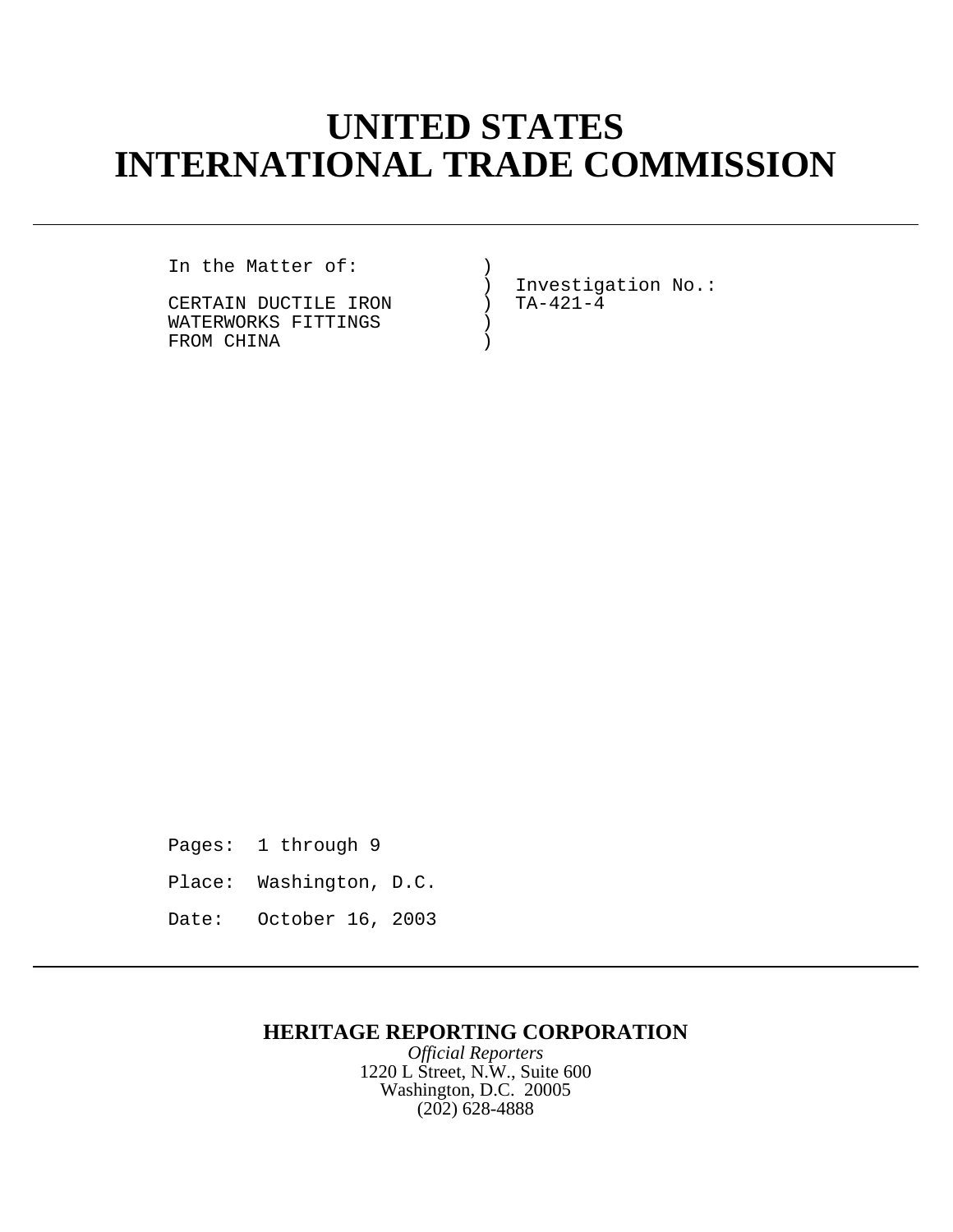# UNITED STATES
# INTERNATIONAL TRADE COMMISSION

---

```
In the Matter of:          )
                           )  Investigation No.:
CERTAIN DUCTILE IRON       )  TA-421-4
WATERWORKS FITTINGS        )
FROM CHINA                 )
```

Pages: 1 through 9

Place: Washington, D.C.

Date: October 16, 2003

---

**HERITAGE REPORTING CORPORATION**
*Official Reporters*
1220 L Street, N.W., Suite 600
Washington, D.C. 20005
(202) 628-4888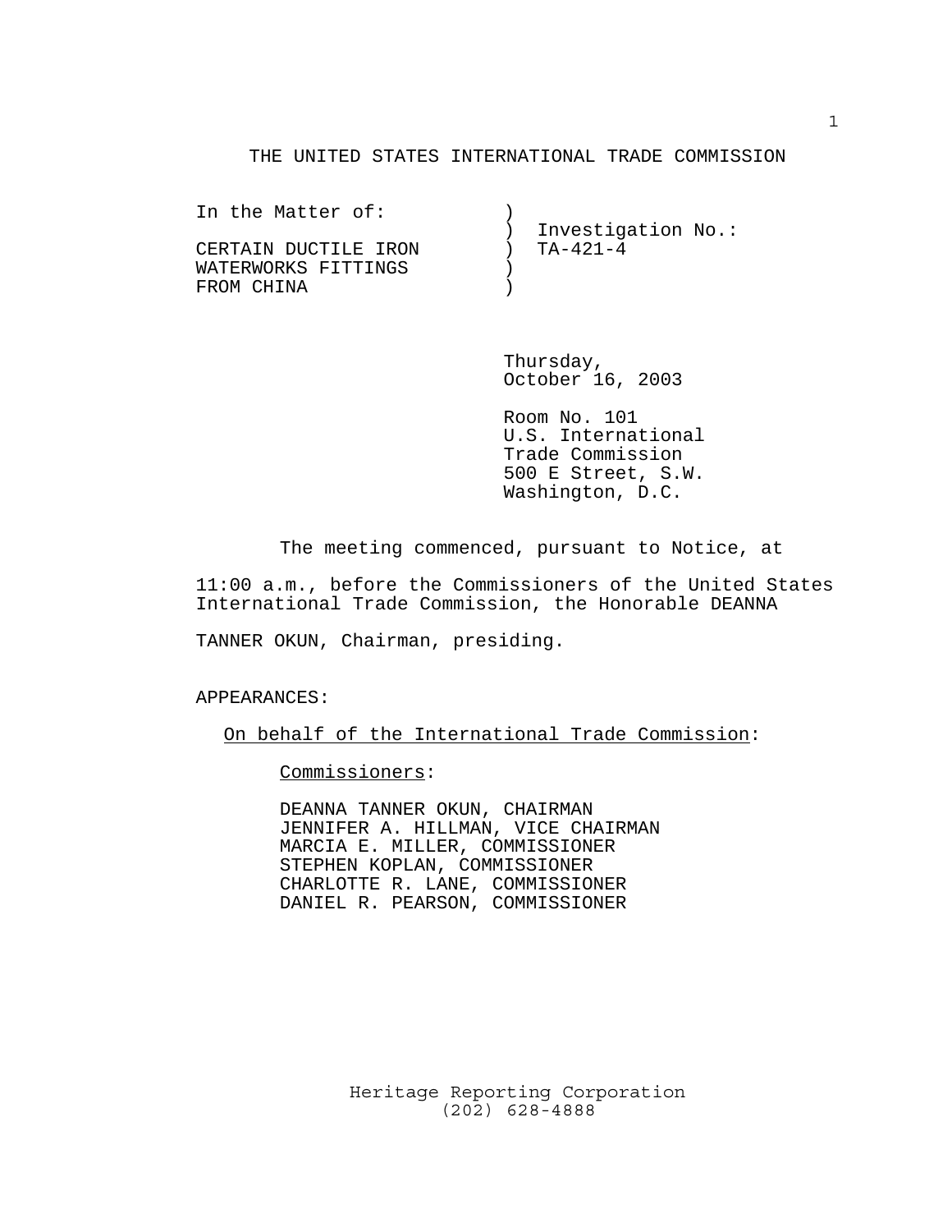THE UNITED STATES INTERNATIONAL TRADE COMMISSION

| | | |
|---|---|---|
| In the Matter of: | ) | |
| | ) | Investigation No.: |
| CERTAIN DUCTILE IRON | ) | TA-421-4 |
| WATERWORKS FITTINGS | ) | |
| FROM CHINA | ) | |

Thursday,
October 16, 2003

Room No. 101
U.S. International
Trade Commission
500 E Street, S.W.
Washington, D.C.

The meeting commenced, pursuant to Notice, at 11:00 a.m., before the Commissioners of the United States International Trade Commission, the Honorable DEANNA TANNER OKUN, Chairman, presiding.

APPEARANCES:

On behalf of the International Trade Commission:

Commissioners:

DEANNA TANNER OKUN, CHAIRMAN
JENNIFER A. HILLMAN, VICE CHAIRMAN
MARCIA E. MILLER, COMMISSIONER
STEPHEN KOPLAN, COMMISSIONER
CHARLOTTE R. LANE, COMMISSIONER
DANIEL R. PEARSON, COMMISSIONER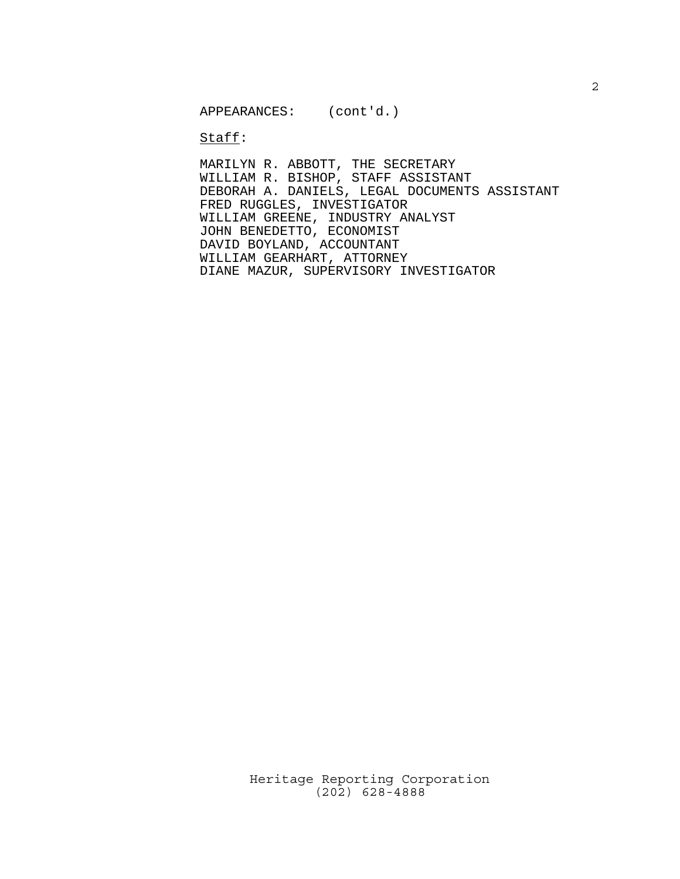APPEARANCES: (cont'd.)

Staff:

MARILYN R. ABBOTT, THE SECRETARY
WILLIAM R. BISHOP, STAFF ASSISTANT
DEBORAH A. DANIELS, LEGAL DOCUMENTS ASSISTANT
FRED RUGGLES, INVESTIGATOR
WILLIAM GREENE, INDUSTRY ANALYST
JOHN BENEDETTO, ECONOMIST
DAVID BOYLAND, ACCOUNTANT
WILLIAM GEARHART, ATTORNEY
DIANE MAZUR, SUPERVISORY INVESTIGATOR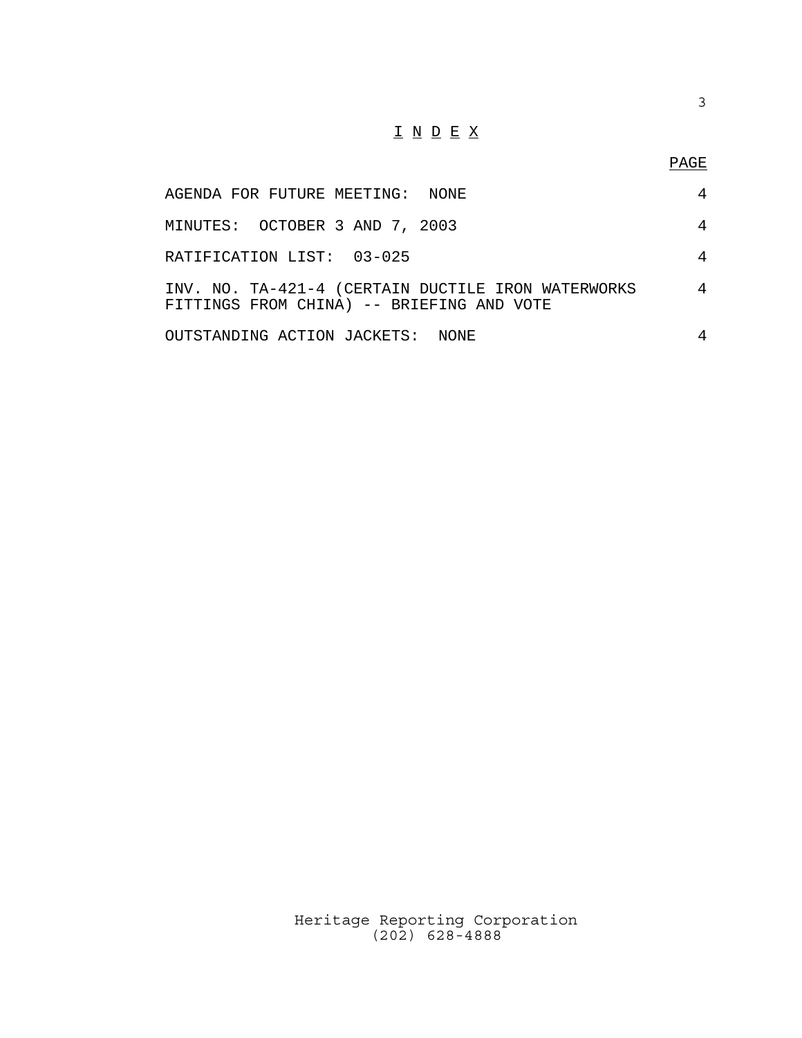# I N D E X

| | PAGE |
|---|---|
| AGENDA FOR FUTURE MEETING: NONE | 4 |
| MINUTES: OCTOBER 3 AND 7, 2003 | 4 |
| RATIFICATION LIST: 03-025 | 4 |
| INV. NO. TA-421-4 (CERTAIN DUCTILE IRON WATERWORKS FITTINGS FROM CHINA) -- BRIEFING AND VOTE | 4 |
| OUTSTANDING ACTION JACKETS: NONE | 4 |

Heritage Reporting Corporation
(202) 628-4888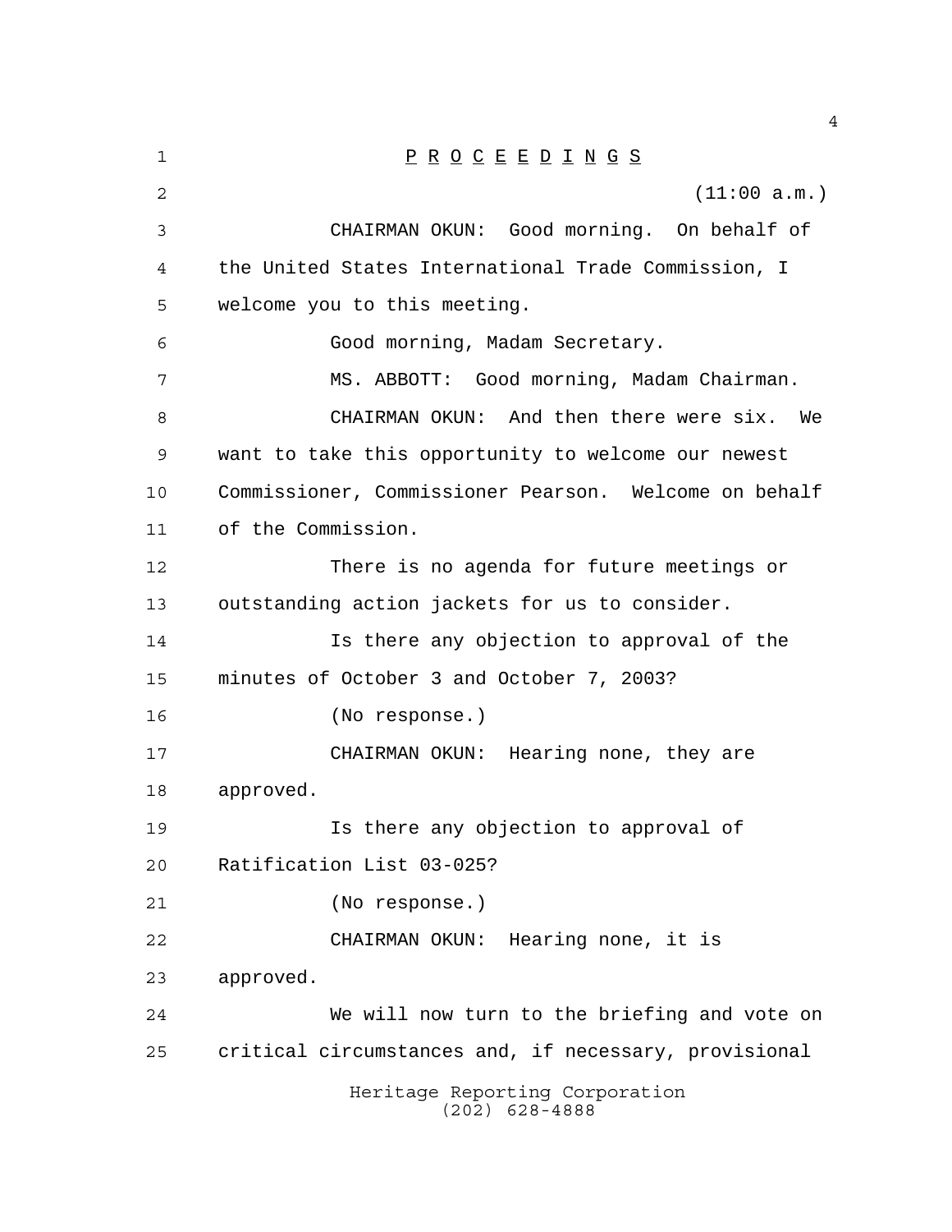P R O C E E D I N G S

(11:00 a.m.)

CHAIRMAN OKUN: Good morning. On behalf of the United States International Trade Commission, I welcome you to this meeting.

Good morning, Madam Secretary.

MS. ABBOTT: Good morning, Madam Chairman.

CHAIRMAN OKUN: And then there were six. We want to take this opportunity to welcome our newest Commissioner, Commissioner Pearson. Welcome on behalf of the Commission.

There is no agenda for future meetings or outstanding action jackets for us to consider.

Is there any objection to approval of the minutes of October 3 and October 7, 2003?

(No response.)

CHAIRMAN OKUN: Hearing none, they are approved.

Is there any objection to approval of Ratification List 03-025?

(No response.)

CHAIRMAN OKUN: Hearing none, it is approved.

We will now turn to the briefing and vote on critical circumstances and, if necessary, provisional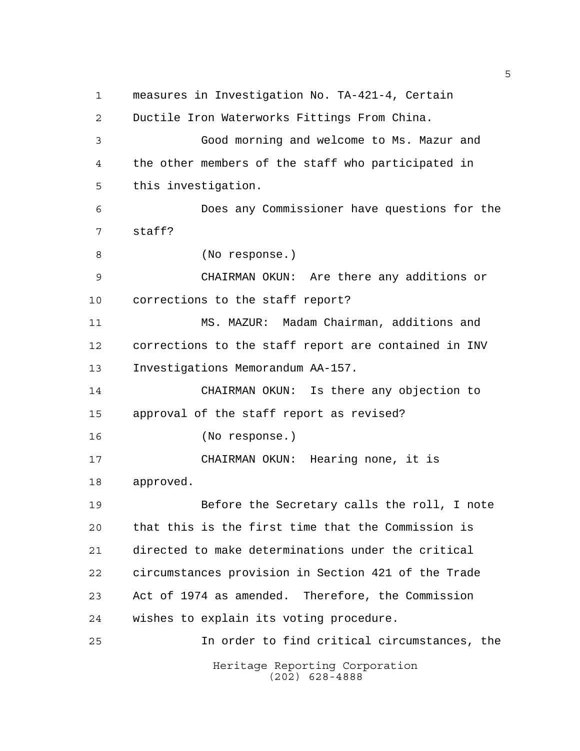measures in Investigation No. TA-421-4, Certain Ductile Iron Waterworks Fittings From China.

Good morning and welcome to Ms. Mazur and the other members of the staff who participated in this investigation.

Does any Commissioner have questions for the staff?

(No response.)

CHAIRMAN OKUN: Are there any additions or corrections to the staff report?

MS. MAZUR: Madam Chairman, additions and corrections to the staff report are contained in INV Investigations Memorandum AA-157.

CHAIRMAN OKUN: Is there any objection to approval of the staff report as revised?

(No response.)

CHAIRMAN OKUN: Hearing none, it is approved.

Before the Secretary calls the roll, I note that this is the first time that the Commission is directed to make determinations under the critical circumstances provision in Section 421 of the Trade Act of 1974 as amended. Therefore, the Commission wishes to explain its voting procedure.

In order to find critical circumstances, the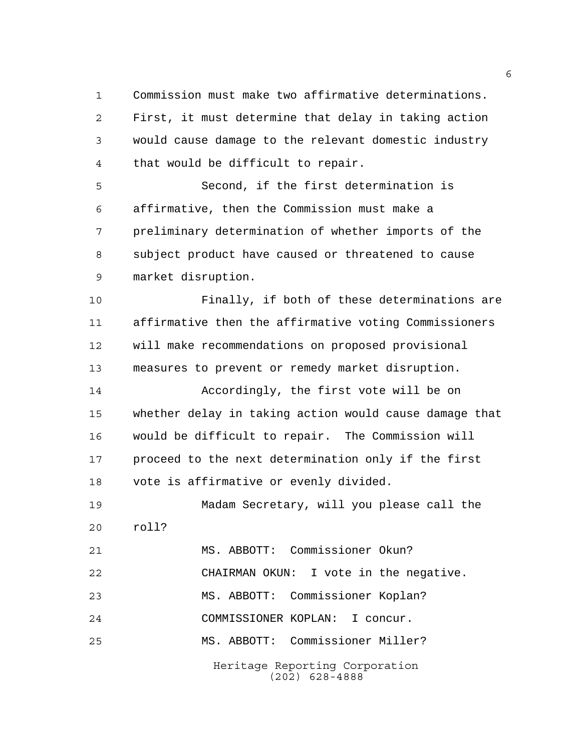Commission must make two affirmative determinations. First, it must determine that delay in taking action would cause damage to the relevant domestic industry that would be difficult to repair.

Second, if the first determination is affirmative, then the Commission must make a preliminary determination of whether imports of the subject product have caused or threatened to cause market disruption.

Finally, if both of these determinations are affirmative then the affirmative voting Commissioners will make recommendations on proposed provisional measures to prevent or remedy market disruption.

Accordingly, the first vote will be on whether delay in taking action would cause damage that would be difficult to repair. The Commission will proceed to the next determination only if the first vote is affirmative or evenly divided.

Madam Secretary, will you please call the roll?

MS. ABBOTT: Commissioner Okun?

CHAIRMAN OKUN: I vote in the negative.

MS. ABBOTT: Commissioner Koplan?

COMMISSIONER KOPLAN: I concur.

MS. ABBOTT: Commissioner Miller?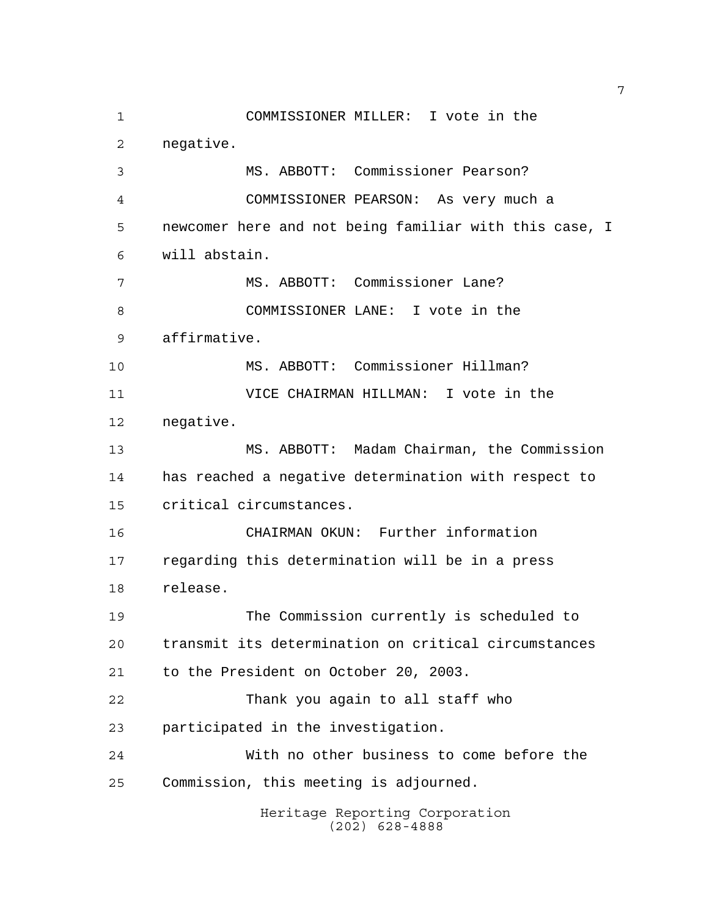COMMISSIONER MILLER: I vote in the negative.

MS. ABBOTT: Commissioner Pearson?

COMMISSIONER PEARSON: As very much a newcomer here and not being familiar with this case, I will abstain.

MS. ABBOTT: Commissioner Lane?

COMMISSIONER LANE: I vote in the affirmative.

MS. ABBOTT: Commissioner Hillman?

VICE CHAIRMAN HILLMAN: I vote in the negative.

MS. ABBOTT: Madam Chairman, the Commission has reached a negative determination with respect to critical circumstances.

CHAIRMAN OKUN: Further information regarding this determination will be in a press release.

The Commission currently is scheduled to transmit its determination on critical circumstances to the President on October 20, 2003.

Thank you again to all staff who participated in the investigation.

With no other business to come before the Commission, this meeting is adjourned.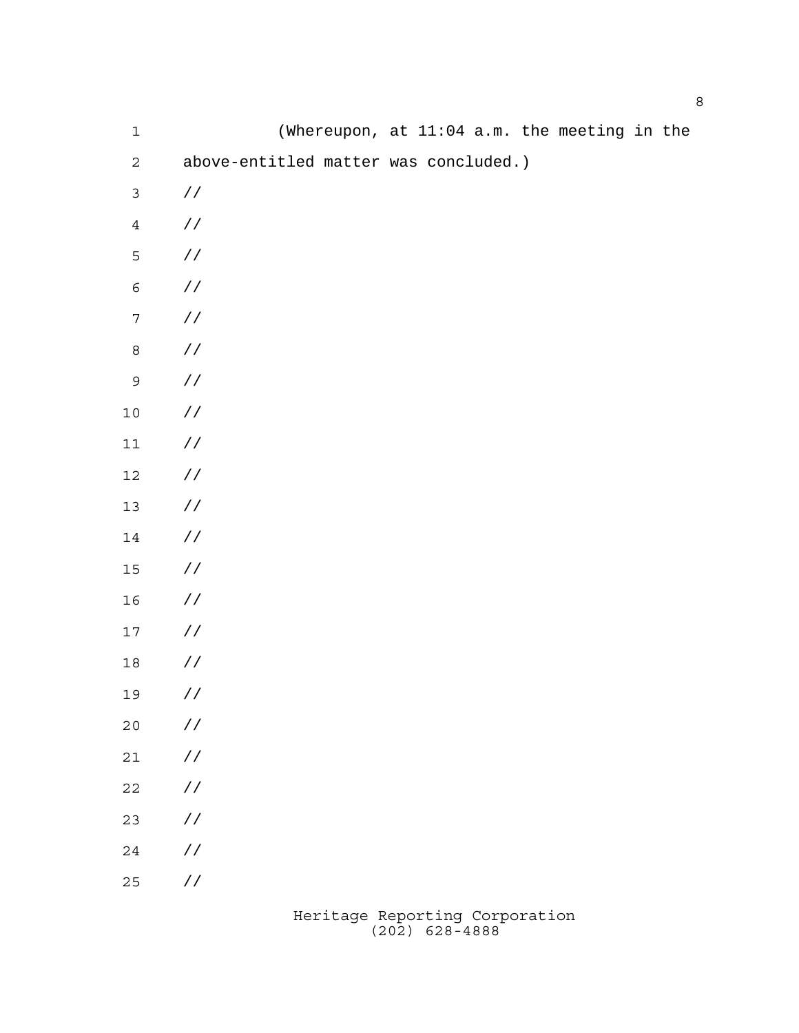(Whereupon, at 11:04 a.m. the meeting in the above-entitled matter was concluded.)

//

//

//

//

//

//

//

//

//

//

//

//

//

//

//

//

//

//

//

//

//

//

//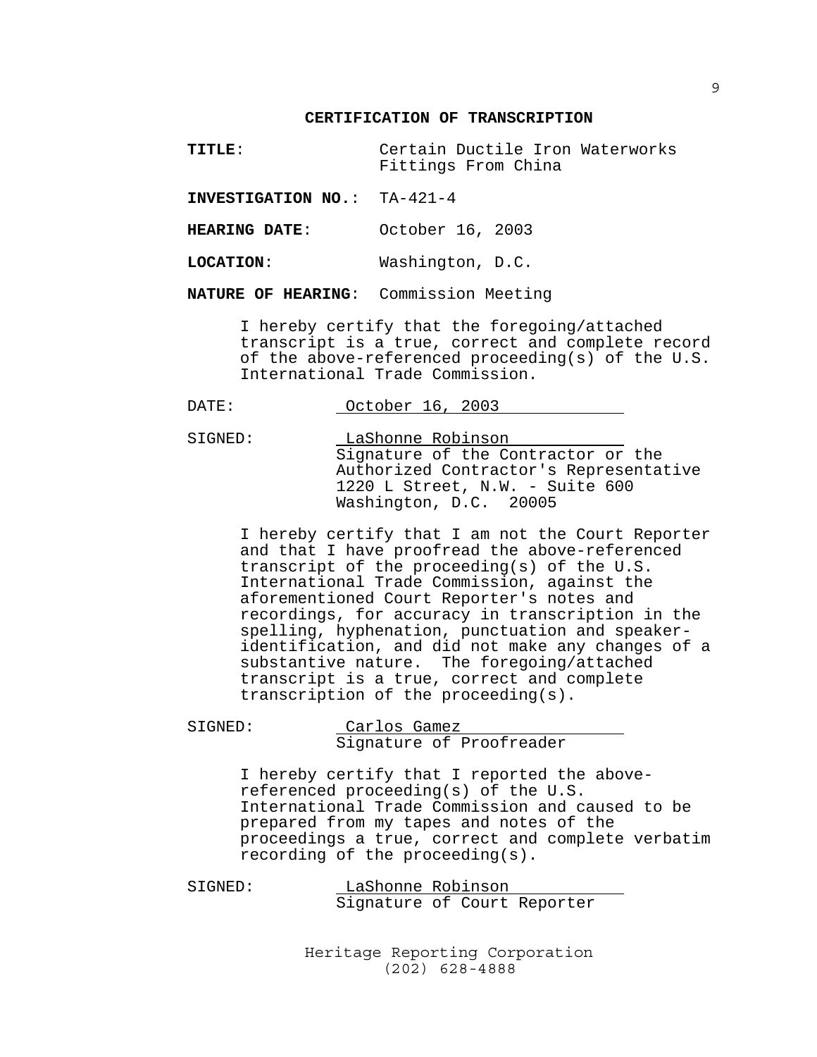## CERTIFICATION OF TRANSCRIPTION

**TITLE**: Certain Ductile Iron Waterworks Fittings From China

**INVESTIGATION NO.**: TA-421-4

**HEARING DATE**: October 16, 2003

**LOCATION**: Washington, D.C.

**NATURE OF HEARING**: Commission Meeting

I hereby certify that the foregoing/attached transcript is a true, correct and complete record of the above-referenced proceeding(s) of the U.S. International Trade Commission.

DATE: October 16, 2003

SIGNED: LaShonne Robinson
Signature of the Contractor or the Authorized Contractor's Representative
1220 L Street, N.W. - Suite 600
Washington, D.C. 20005

I hereby certify that I am not the Court Reporter and that I have proofread the above-referenced transcript of the proceeding(s) of the U.S. International Trade Commission, against the aforementioned Court Reporter's notes and recordings, for accuracy in transcription in the spelling, hyphenation, punctuation and speaker-identification, and did not make any changes of a substantive nature. The foregoing/attached transcript is a true, correct and complete transcription of the proceeding(s).

SIGNED: Carlos Gamez
Signature of Proofreader

I hereby certify that I reported the above-referenced proceeding(s) of the U.S. International Trade Commission and caused to be prepared from my tapes and notes of the proceedings a true, correct and complete verbatim recording of the proceeding(s).

SIGNED: LaShonne Robinson
Signature of Court Reporter